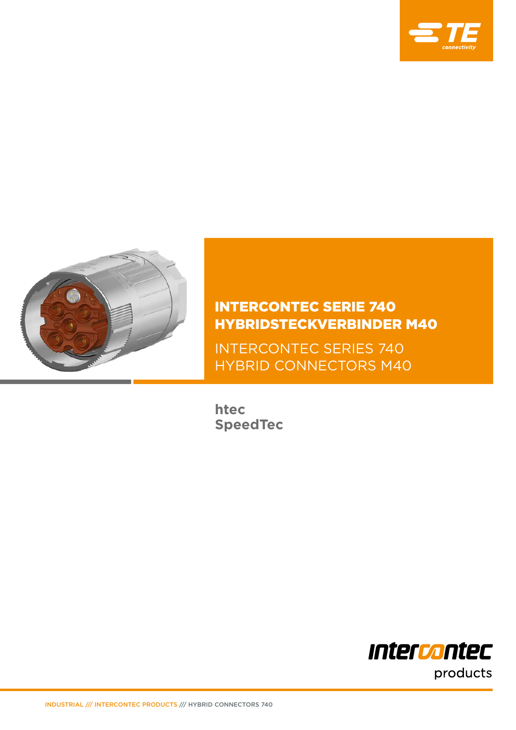# INTERCONTEC SERIE 740
# HYBRIDSTECKVERBINDER M40

## INTERCONTEC SERIES 740
## HYBRID CONNECTORS M40

**htec**
**SpeedTec**

intercontec products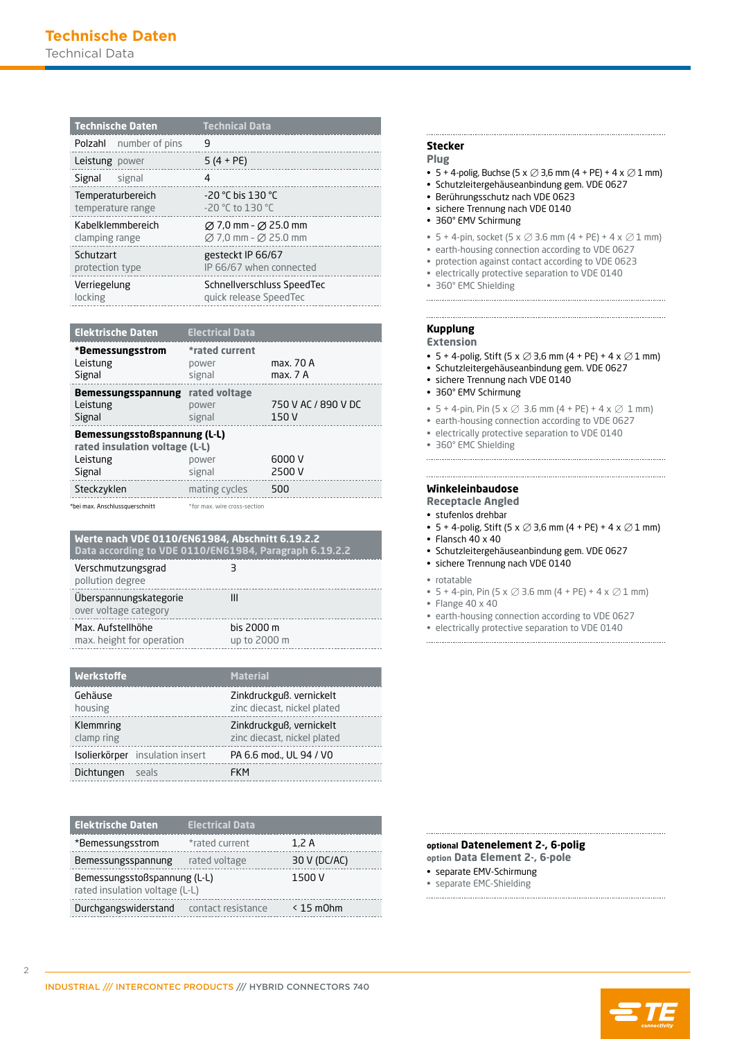# Technische Daten
Technical Data

| Technische Daten | Technical Data |
|---|---|
| Polzahl number of pins | 9 |
| Leistung power | 5 (4 + PE) |
| Signal signal | 4 |
| Temperaturbereich<br>temperature range | -20 °C bis 130 °C<br>-20 °C to 130 °C |
| Kabelklemmbereich<br>clamping range | ∅ 7,0 mm - ∅ 25.0 mm<br>∅ 7,0 mm - ∅ 25.0 mm |
| Schutzart<br>protection type | gesteckt IP 66/67<br>IP 66/67 when connected |
| Verriegelung<br>locking | Schnellverschluss SpeedTec<br>quick release SpeedTec |

| Elektrische Daten | Electrical Data | |
|---|---|---|
| ***Bemessungsstrom** | ***rated current** | |
| Leistung | power | max. 70 A |
| Signal | signal | max. 7 A |
| **Bemessungsspannung** | **rated voltage** | |
| Leistung | power | 750 V AC / 890 V DC |
| Signal | signal | 150 V |
| **Bemessungsstoßspannung (L-L)**<br>**rated insulation voltage (L-L)** | | |
| Leistung | power | 6000 V |
| Signal | signal | 2500 V |
| Steckzyklen | mating cycles | 500 |

*bei max. Anschlussquerschnitt — *for max. wire cross-section

| Werte nach VDE 0110/EN61984, Abschnitt 6.19.2.2<br>Data according to VDE 0110/EN61984, Paragraph 6.19.2.2 | |
|---|---|
| Verschmutzungsgrad<br>pollution degree | 3 |
| Überspannungskategorie<br>over voltage category | III |
| Max. Aufstellhöhe<br>max. height for operation | bis 2000 m<br>up to 2000 m |

| Werkstoffe | Material |
|---|---|
| Gehäuse<br>housing | Zinkdruckguß, vernickelt<br>zinc diecast, nickel plated |
| Klemmring<br>clamp ring | Zinkdruckguß, vernickelt<br>zinc diecast, nickel plated |
| Isolierkörper insulation insert | PA 6.6 mod., UL 94 / V0 |
| Dichtungen seals | FKM |

| Elektrische Daten | Electrical Data | |
|---|---|---|
| *Bemessungsstrom | *rated current | 1,2 A |
| Bemessungsspannung | rated voltage | 30 V (DC/AC) |
| Bemessungsstoßspannung (L-L)<br>rated insulation voltage (L-L) | | 1500 V |
| Durchgangswiderstand | contact resistance | < 15 mOhm |

### Stecker
**Plug**

- 5 + 4-polig, Buchse (5 x ∅ 3,6 mm (4 + PE) + 4 x ∅ 1 mm)
- Schutzleitergehäuseanbindung gem. VDE 0627
- Berührungsschutz nach VDE 0623
- sichere Trennung nach VDE 0140
- 360° EMV Schirmung

- 5 + 4-pin, socket (5 x ∅ 3.6 mm (4 + PE) + 4 x ∅ 1 mm)
- earth-housing connection according to VDE 0627
- protection against contact according to VDE 0623
- electrically protective separation to VDE 0140
- 360° EMC Shielding

### Kupplung
**Extension**

- 5 + 4-polig, Stift (5 x ∅ 3,6 mm (4 + PE) + 4 x ∅ 1 mm)
- Schutzleitergehäuseanbindung gem. VDE 0627
- sichere Trennung nach VDE 0140
- 360° EMV Schirmung

- 5 + 4-pin, Pin (5 x ∅ 3.6 mm (4 + PE) + 4 x ∅ 1 mm)
- earth-housing connection according to VDE 0627
- electrically protective separation to VDE 0140
- 360° EMC Shielding

### Winkeleinbaudose
**Receptacle Angled**

- stufenlos drehbar
- 5 + 4-polig, Stift (5 x ∅ 3,6 mm (4 + PE) + 4 x ∅ 1 mm)
- Flansch 40 x 40
- Schutzleitergehäuseanbindung gem. VDE 0627
- sichere Trennung nach VDE 0140

- rotatable
- 5 + 4-pin, Pin (5 x ∅ 3.6 mm (4 + PE) + 4 x ∅ 1 mm)
- Flange 40 x 40
- earth-housing connection according to VDE 0627
- electrically protective separation to VDE 0140

### optional Datenelement 2-, 6-polig
**option Data Element 2-, 6-pole**

- separate EMV-Schirmung
- separate EMC-Shielding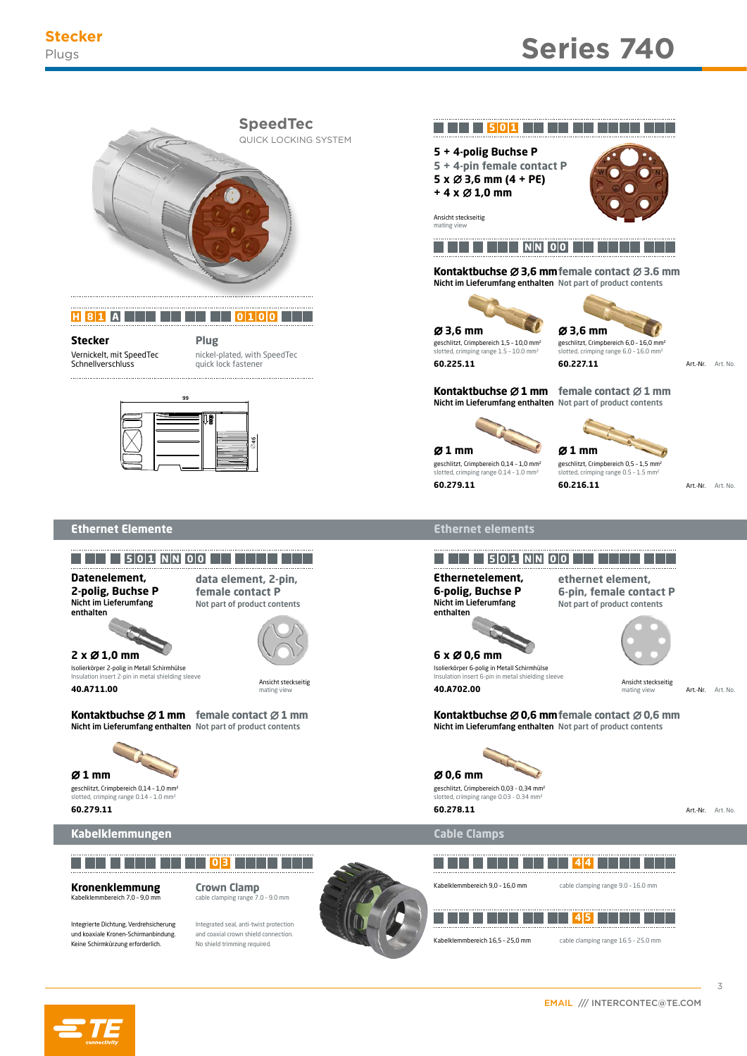# Stecker
Plugs

# Series 740

## SpeedTec
QUICK LOCKING SYSTEM

H 8 1 A ... 0 1 0 0

**Stecker**
Vernickelt, mit SpeedTec Schnellverschluss

**Plug**
nickel-plated, with SpeedTec quick lock fastener

99

Ø46

... 5 0 1 ...

**5 + 4-polig Buchse P**
**5 + 4-pin female contact P**
**5 x Ø 3,6 mm (4 + PE)**
**+ 4 x Ø 1,0 mm**

Ansicht steckseitig
mating view

... N N 0 0 ...

**Kontaktbuchse Ø 3,6 mm** female contact Ø 3.6 mm
Nicht im Lieferumfang enthalten Not part of product contents

| **Ø 3,6 mm** | **Ø 3,6 mm** | |
|---|---|---|
| geschlitzt, Crimpbereich 1,5 - 10,0 mm² / slotted, crimping range 1.5 - 10.0 mm² | geschlitzt, Crimpbereich 6,0 - 16,0 mm² / slotted, crimping range 6.0 - 16.0 mm² | |
| **60.225.11** | **60.227.11** | Art.-Nr. Art. No. |

**Kontaktbuchse Ø 1 mm** female contact Ø 1 mm
Nicht im Lieferumfang enthalten Not part of product contents

| **Ø 1 mm** | **Ø 1 mm** | |
|---|---|---|
| geschlitzt, Crimpbereich 0,14 - 1,0 mm² / slotted, crimping range 0.14 - 1.0 mm² | geschlitzt, Crimpbereich 0,5 - 1,5 mm² / slotted, crimping range 0.5 - 1.5 mm² | |
| **60.279.11** | **60.216.11** | Art.-Nr. Art. No. |

## Ethernet Elemente / Ethernet elements

... 5 0 1 N N 0 0 ...

**Datenelement, 2-polig, Buchse P**
Nicht im Lieferumfang enthalten

**data element, 2-pin, female contact P**
Not part of product contents

**2 x Ø 1,0 mm**
Isolierkörper 2-polig in Metall Schirmhülse
Insulation insert 2-pin in metal shielding sleeve

Ansicht steckseitig
mating view

**40.A711.00**

**Kontaktbuchse Ø 1 mm** female contact Ø 1 mm
Nicht im Lieferumfang enthalten Not part of product contents

**Ø 1 mm**
geschlitzt, Crimpbereich 0,14 - 1,0 mm²
slotted, crimping range 0.14 - 1.0 mm²

**60.279.11**

... 5 0 1 N N 0 0 ...

**Ethernetelement, 6-polig, Buchse P**
Nicht im Lieferumfang enthalten

**ethernet element, 6-pin, female contact P**
Not part of product contents

**6 x Ø 0,6 mm**
Isolierkörper 6-polig in Metall Schirmhülse
Insulation insert 6-pin in metal shielding sleeve

Ansicht steckseitig
mating view

**40.A702.00** Art.-Nr. Art. No.

**Kontaktbuchse Ø 0,6 mm** female contact Ø 0,6 mm
Nicht im Lieferumfang enthalten Not part of product contents

**Ø 0,6 mm**
geschlitzt, Crimpbereich 0,03 - 0,34 mm²
slotted, crimping range 0.03 - 0.34 mm²

**60.278.11** Art.-Nr. Art. No.

## Kabelklemmungen / Cable Clamps

... 0 3 ...

**Kronenklemmung**
Kabelklemmbereich 7,0 - 9,0 mm

**Crown Clamp**
cable clamping range 7.0 - 9.0 mm

Integrierte Dichtung, Verdrehsicherung und koaxiale Kronen-Schirmanbindung. Keine Schirmkürzung erforderlich.

Integrated seal, anti-twist protection and coaxial crown shield connection. No shield trimming required.

... 4 4 ...

Kabelklemmbereich 9,0 - 16,0 mm — cable clamping range 9.0 - 16.0 mm

... 4 5 ...

Kabelklemmbereich 16,5 - 25,0 mm — cable clamping range 16.5 - 25.0 mm

EMAIL /// INTERCONTEC@TE.COM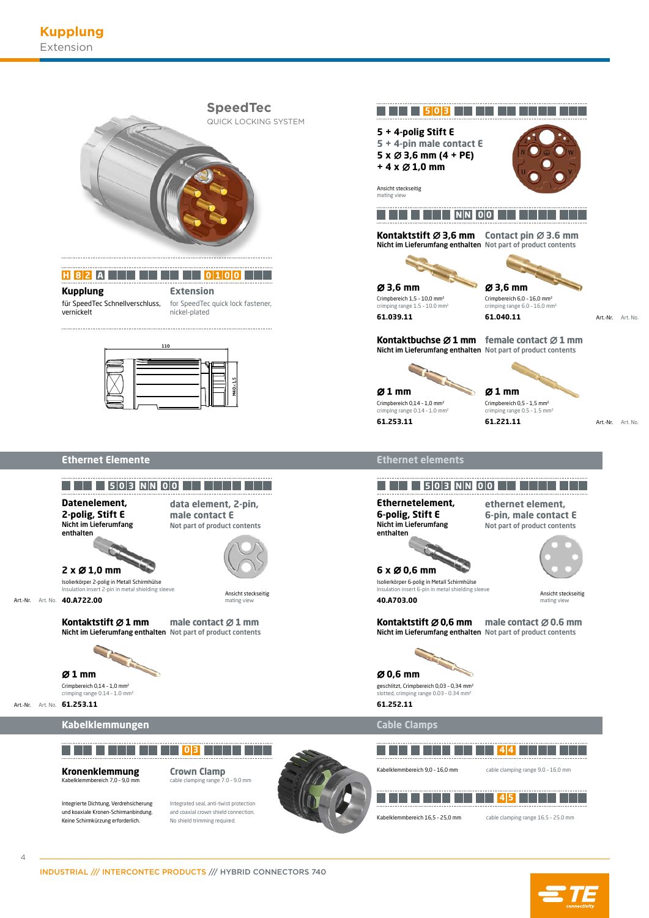# Kupplung
Extension

SpeedTec
QUICK LOCKING SYSTEM

H 8 2 A ... 0 1 0 0

**Kupplung**
für SpeedTec Schnellverschluss, vernickelt

**Extension**
for SpeedTec quick lock fastener, nickel-plated

110

M40 x 1,5

503

**5 + 4-polig Stift Ɛ**
**5 + 4-pin male contact Ɛ**
**5 x Ø 3,6 mm (4 + PE)**
**+ 4 x Ø 1,0 mm**

Ansicht steckseitig
mating view

NN 00

**Kontaktstift Ø 3,6 mm** — Contact pin Ø 3.6 mm
Nicht im Lieferumfang enthalten — Not part of product contents

| Art.-Nr. / Art. No. | Ø | Crimpbereich / crimping range |
|---|---|---|
| 61.039.11 | Ø 3,6 mm | Crimpbereich 1,5 - 10,0 mm² / crimping range 1.5 - 10.0 mm² |
| 61.040.11 | Ø 3,6 mm | Crimpbereich 6,0 - 16,0 mm² / crimping range 6.0 - 16.0 mm² |

**Kontaktbuchse Ø 1 mm** — female contact Ø 1 mm
Nicht im Lieferumfang enthalten — Not part of product contents

| Art.-Nr. / Art. No. | Ø | Crimpbereich / crimping range |
|---|---|---|
| 61.253.11 | Ø 1 mm | Crimpbereich 0,14 - 1,0 mm² / crimping range 0.14 - 1.0 mm² |
| 61.221.11 | Ø 1 mm | Crimpbereich 0,5 - 1,5 mm² / crimping range 0.5 - 1.5 mm² |

## Ethernet Elemente / Ethernet elements

503 NN 00

**Datenelement, 2-polig, Stift Ɛ** — data element, 2-pin, male contact Ɛ
Nicht im Lieferumfang enthalten — Not part of product contents

**2 x Ø 1,0 mm**
Isolierkörper 2-polig in Metall Schirmhülse
Insulation insert 2-pin in metal shielding sleeve

Ansicht steckseitig
mating view

Art.-Nr. / Art. No. **40.A722.00**

**Kontaktstift Ø 1 mm** — male contact Ø 1 mm
Nicht im Lieferumfang enthalten — Not part of product contents

**Ø 1 mm**
Crimpbereich 0,14 - 1,0 mm²
crimping range 0.14 - 1.0 mm²

Art.-Nr. / Art. No. **61.253.11**

503 NN 00

**Ethernetelement, 6-polig, Stift Ɛ** — ethernet element, 6-pin, male contact Ɛ
Nicht im Lieferumfang enthalten — Not part of product contents

**6 x Ø 0,6 mm**
Isolierkörper 6-polig in Metall Schirmhülse
Insulation insert 6-pin in metal shielding sleeve

Ansicht steckseitig
mating view

**40.A703.00**

**Kontaktstift Ø 0,6 mm** — male contact Ø 0.6 mm
Nicht im Lieferumfang enthalten — Not part of product contents

**Ø 0,6 mm**
geschlitzt, Crimpbereich 0,03 - 0,34 mm²
slotted, crimping range 0.03 - 0.34 mm²

**61.252.11**

## Kabelklemmungen / Cable Clamps

03

**Kronenklemmung** — Crown Clamp
Kabelklemmbereich 7,0 - 9,0 mm — cable clamping range 7.0 - 9.0 mm

Integrierte Dichtung, Verdrehsicherung und koaxiale Kronen-Schirmanbindung. Keine Schirmkürzung erforderlich.

Integrated seal, anti-twist protection and coaxial crown shield connection. No shield trimming required.

44
Kabelklemmbereich 9,0 - 16,0 mm — cable clamping range 9.0 - 16.0 mm

45
Kabelklemmbereich 16,5 - 25,0 mm — cable clamping range 16.5 - 25.0 mm

INDUSTRIAL /// INTERCONTEC PRODUCTS /// HYBRID CONNECTORS 740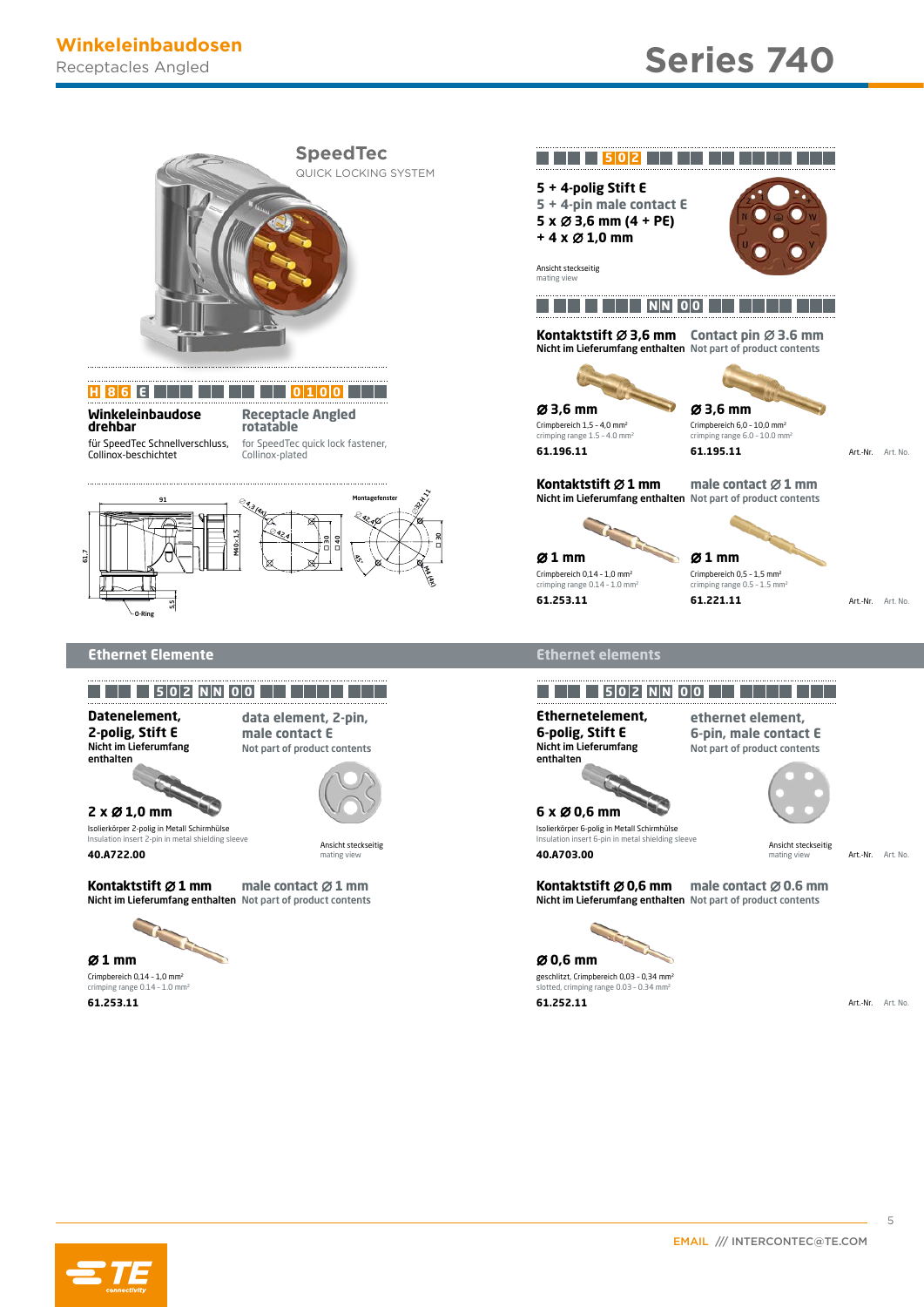# Winkeleinbaudosen

Receptacles Angled

# Series 740

SpeedTec
QUICK LOCKING SYSTEM

H 8 6 E ■ ■ ■ 0 1 0 0 ■

**Winkeleinbaudose drehbar**
für SpeedTec Schnellverschluss, Collinox-beschichtet

**Receptacle Angled rotatable**
for SpeedTec quick lock fastener, Collinox-plated

91 · 61,7 · 5,5 · O-Ring · M40×1,5 · Ø 4,3 (4x) · Ø 42,4 · □ 30 · □ 40 · Montagefenster · Ø 42,4 · 32 H 11 · □ 30 · 45° · M4 (4x)

■ ■ ■ 5 0 2 ■ ■ ■ ■

**5 + 4-polig Stift E**
**5 + 4-pin male contact E**
**5 x Ø 3,6 mm (4 + PE)**
**+ 4 x Ø 1,0 mm**

Ansicht steckseitig
mating view

■ ■ ■ N N 0 0 ■ ■ ■

**Kontaktstift Ø 3,6 mm** — **Contact pin Ø 3.6 mm**
Nicht im Lieferumfang enthalten — Not part of product contents

| | | |
|---|---|---|
| **Ø 3,6 mm**<br>Crimpbereich 1,5 - 4,0 mm²<br>crimping range 1.5 - 4.0 mm²<br>**61.196.11** | **Ø 3,6 mm**<br>Crimpbereich 6,0 - 10,0 mm²<br>crimping range 6.0 - 10.0 mm²<br>**61.195.11** | Art.-Nr. Art. No. |

**Kontaktstift Ø 1 mm** — **male contact Ø 1 mm**
Nicht im Lieferumfang enthalten — Not part of product contents

| | | |
|---|---|---|
| **Ø 1 mm**<br>Crimpbereich 0,14 - 1,0 mm²<br>crimping range 0.14 - 1.0 mm²<br>**61.253.11** | **Ø 1 mm**<br>Crimpbereich 0,5 - 1,5 mm²<br>crimping range 0.5 - 1.5 mm²<br>**61.221.11** | Art.-Nr. Art. No. |

## Ethernet Elemente — Ethernet elements

■ ■ ■ 5 0 2 N N 0 0 ■ ■ ■

**Datenelement, 2-polig, Stift E**
Nicht im Lieferumfang enthalten

**data element, 2-pin, male contact E**
Not part of product contents

**2 x Ø 1,0 mm**
Isolierkörper 2-polig in Metall Schirmhülse
Insulation insert 2-pin in metal shielding sleeve
**40.A722.00**

Ansicht steckseitig
mating view

**Kontaktstift Ø 1 mm** — **male contact Ø 1 mm**
Nicht im Lieferumfang enthalten — Not part of product contents

**Ø 1 mm**
Crimpbereich 0,14 - 1,0 mm²
crimping range 0.14 - 1.0 mm²
**61.253.11**

■ ■ ■ 5 0 2 N N 0 0 ■ ■ ■

**Ethernetelement, 6-polig, Stift E**
Nicht im Lieferumfang enthalten

**ethernet element, 6-pin, male contact E**
Not part of product contents

**6 x Ø 0,6 mm**
Isolierkörper 6-polig in Metall Schirmhülse
Insulation insert 6-pin in metal shielding sleeve
**40.A703.00**

Ansicht steckseitig
mating view

Art.-Nr. Art. No.

**Kontaktstift Ø 0,6 mm** — **male contact Ø 0.6 mm**
Nicht im Lieferumfang enthalten — Not part of product contents

**Ø 0,6 mm**
geschlitzt, Crimpbereich 0,03 - 0,34 mm²
slotted, crimping range 0.03 - 0.34 mm²
**61.252.11**

Art.-Nr. Art. No.

EMAIL /// INTERCONTEC@TE.COM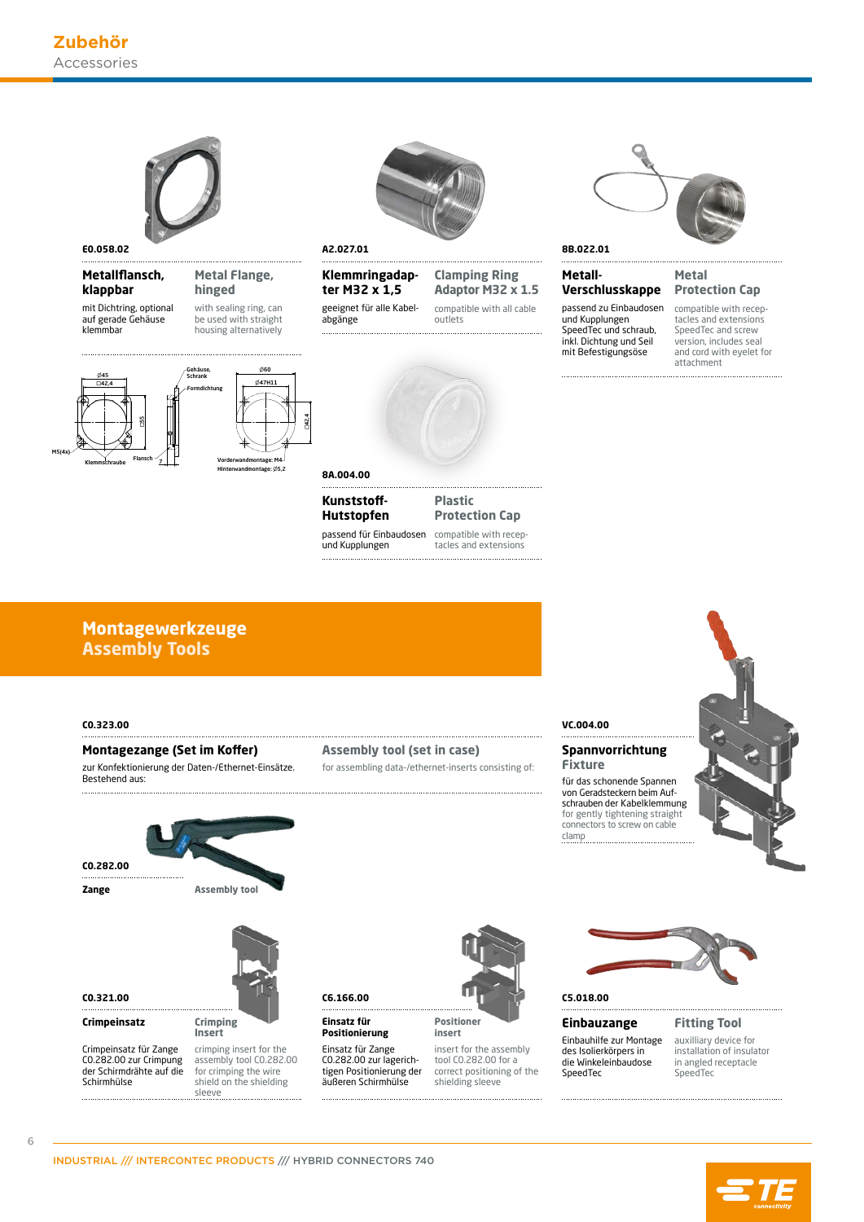# Zubehör
Accessories

**E0.058.02**

**Metallflansch, klappbar**
mit Dichtring, optional auf gerade Gehäuse klemmbar

**Metal Flange, hinged**
with sealing ring, can be used with straight housing alternatively

Ø45, □42,4, □55, M5(4x), Klemmschraube, Flansch, 7, Gehäuse, Schrank, Formdichtung, Ø60, Ø47H11, □42,4, Vorderwandmontage: M4, Hinterwandmontage: Ø5,2

**A2.027.01**

**Klemmringadapter M32 x 1,5**
geeignet für alle Kabelabgänge

**Clamping Ring Adaptor M32 x 1.5**
compatible with all cable outlets

**8A.004.00**

**Kunststoff-Hutstopfen**
passend für Einbaudosen und Kupplungen

**Plastic Protection Cap**
compatible with receptacles and extensions

**8B.022.01**

**Metall-Verschlusskappe**
passend zu Einbaudosen und Kupplungen SpeedTec und schraub, inkl. Dichtung und Seil mit Befestigungsöse

**Metal Protection Cap**
compatible with receptacles and extensions SpeedTec and screw version, includes seal and cord with eyelet for attachment

## Montagewerkzeuge
## Assembly Tools

**C0.323.00**

**Montagezange (Set im Koffer)**
zur Konfektionierung der Daten-/Ethernet-Einsätze. Bestehend aus:

**Assembly tool (set in case)**
for assembling data-/ethernet-inserts consisting of:

**C0.282.00**

**Zange** — **Assembly tool**

**C0.321.00**

**Crimpeinsatz**
Crimpeinsatz für Zange C0.282.00 zur Crimpung der Schirmdrähte auf die Schirmhülse

**Crimping Insert**
crimping insert for the assembly tool C0.282.00 for crimping the wire shield on the shielding sleeve

**C6.166.00**

**Einsatz für Positionierung**
Einsatz für Zange C0.282.00 zur lagerichtigen Positionierung der äußeren Schirmhülse

**Positioner insert**
insert for the assembly tool C0.282.00 for a correct positioning of the shielding sleeve

**VC.004.00**

**Spannvorrichtung**
**Fixture**
für das schonende Spannen von Geradsteckern beim Aufschrauben der Kabelklemmung
for gently tightening straight connectors to screw on cable clamp

**C5.018.00**

**Einbauzange**
Einbauhilfe zur Montage des Isolierkörpers in die Winkeleinbaudose SpeedTec

**Fitting Tool**
auxilliary device for installation of insulator in angled receptacle SpeedTec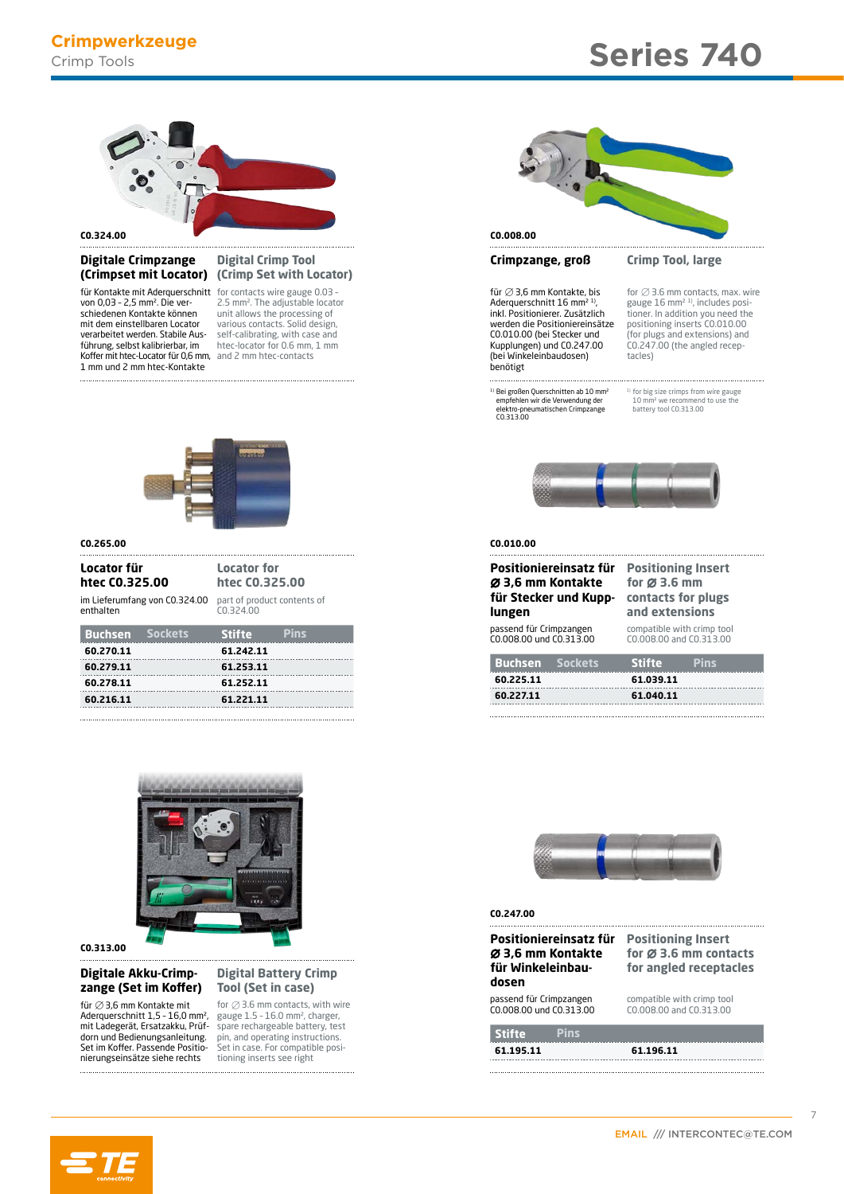# Crimpwerkzeuge

Crimp Tools

# Series 740

C0.324.00

## Digitale Crimpzange (Crimpset mit Locator)

## Digital Crimp Tool (Crimp Set with Locator)

für Kontakte mit Aderquerschnitt von 0,03 - 2,5 mm². Die verschiedenen Kontakte können mit dem einstellbaren Locator verarbeitet werden. Stabile Ausführung, selbst kalibrierbar, im Koffer mit htec-Locator für 0,6 mm, 1 mm und 2 mm htec-Kontakte

for contacts wire gauge 0.03 - 2.5 mm². The adjustable locator unit allows the processing of various contacts. Solid design, self-calibrating, with case and htec-locator for 0.6 mm, 1 mm and 2 mm htec-contacts

C0.008.00

## Crimpzange, groß

## Crimp Tool, large

für ∅ 3,6 mm Kontakte, bis Aderquerschnitt 16 mm² [1], inkl. Positionierer. Zusätzlich werden die Positioniereinsätze C0.010.00 (bei Stecker und Kupplungen) und C0.247.00 (bei Winkeleinbaudosen) benötigt

for ∅ 3.6 mm contacts, max. wire gauge 16 mm² [1], includes positioner. In addition you need the positioning inserts C0.010.00 (for plugs and extensions) and C0.247.00 (the angled receptacles)

[1] Bei großen Querschnitten ab 10 mm² empfehlen wir die Verwendung der elektro-pneumatischen Crimpzange C0.313.00

[1] for big size crimps from wire gauge 10 mm² we recommend to use the battery tool C0.313.00

C0.265.00

## Locator für htec C0.325.00

## Locator for htec C0.325.00

im Lieferumfang von C0.324.00 enthalten

part of product contents of C0.324.00

| Buchsen Sockets | Stifte Pins |
|---|---|
| 60.270.11 | 61.242.11 |
| 60.279.11 | 61.253.11 |
| 60.278.11 | 61.252.11 |
| 60.216.11 | 61.221.11 |

C0.010.00

## Positioniereinsatz für ∅ 3,6 mm Kontakte für Stecker und Kupplungen

## Positioning Insert for ∅ 3.6 mm contacts for plugs and extensions

passend für Crimpzangen C0.008.00 und C0.313.00

compatible with crimp tool C0.008.00 and C0.313.00

| Buchsen Sockets | Stifte Pins |
|---|---|
| 60.225.11 | 61.039.11 |
| 60.227.11 | 61.040.11 |

C0.313.00

## Digitale Akku-Crimpzange (Set im Koffer)

## Digital Battery Crimp Tool (Set in case)

für ∅ 3,6 mm Kontakte mit Aderquerschnitt 1,5 - 16,0 mm², mit Ladegerät, Ersatzakku, Prüfdorn und Bedienungsanleitung. Set im Koffer. Passende Positionierungseinsätze siehe rechts

for ∅ 3.6 mm contacts, with wire gauge 1.5 - 16.0 mm², charger, spare rechargeable battery, test pin, and operating instructions. Set in case. For compatible positioning inserts see right

C0.247.00

## Positioniereinsatz für ∅ 3,6 mm Kontakte für Winkeleinbaudosen

## Positioning Insert for ∅ 3.6 mm contacts for angled receptacles

passend für Crimpzangen C0.008.00 und C0.313.00

compatible with crimp tool C0.008.00 and C0.313.00

| Stifte Pins | |
|---|---|
| 61.195.11 | 61.196.11 |

EMAIL /// INTERCONTEC@TE.COM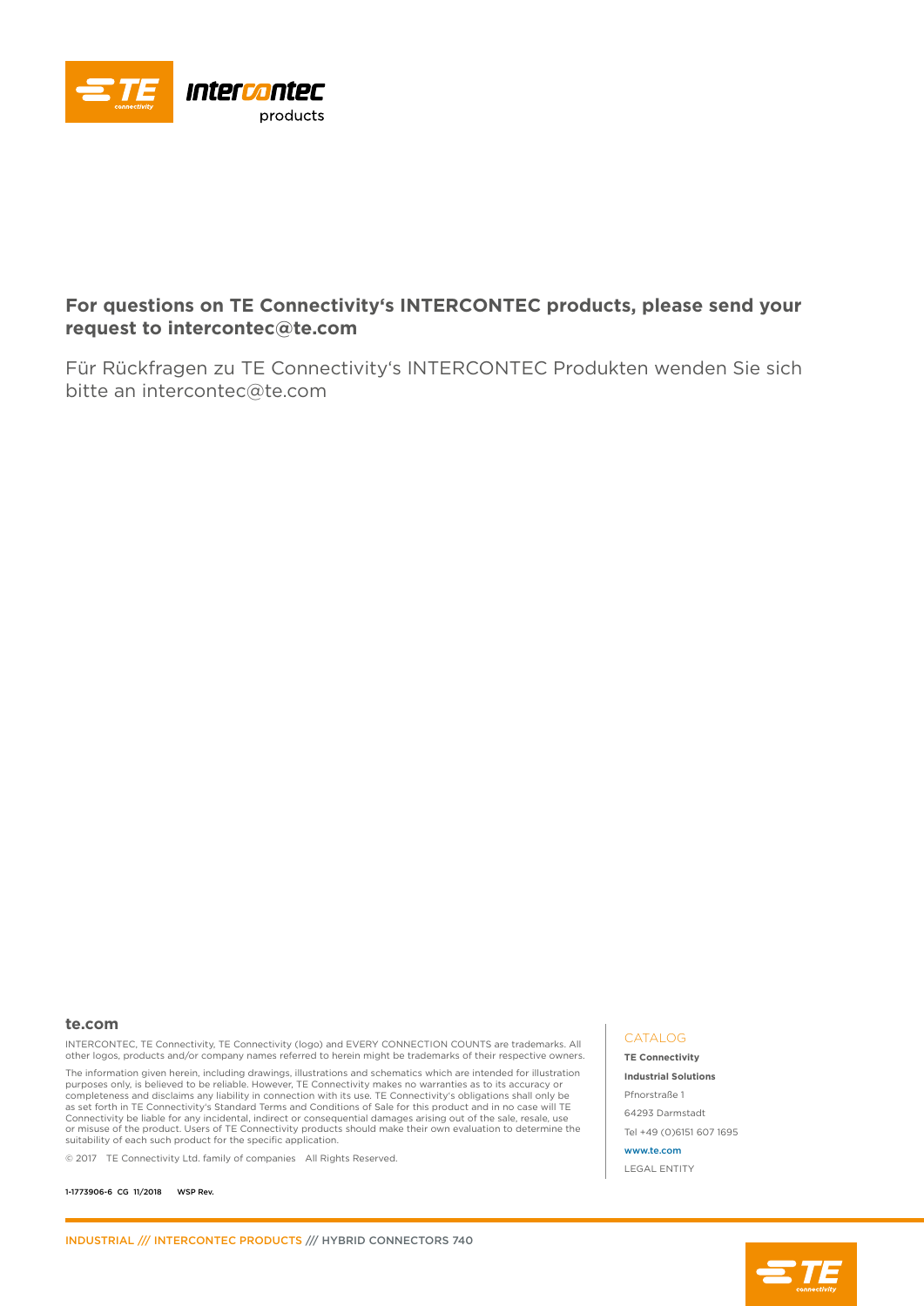**For questions on TE Connectivity's INTERCONTEC products, please send your request to intercontec@te.com**

Für Rückfragen zu TE Connectivity's INTERCONTEC Produkten wenden Sie sich bitte an intercontec@te.com

**te.com**

INTERCONTEC, TE Connectivity, TE Connectivity (logo) and EVERY CONNECTION COUNTS are trademarks. All other logos, products and/or company names referred to herein might be trademarks of their respective owners.

The information given herein, including drawings, illustrations and schematics which are intended for illustration purposes only, is believed to be reliable. However, TE Connectivity makes no warranties as to its accuracy or completeness and disclaims any liability in connection with its use. TE Connectivity's obligations shall only be as set forth in TE Connectivity's Standard Terms and Conditions of Sale for this product and in no case will TE Connectivity be liable for any incidental, indirect or consequential damages arising out of the sale, resale, use or misuse of the product. Users of TE Connectivity products should make their own evaluation to determine the suitability of each such product for the specific application.

© 2017 TE Connectivity Ltd. family of companies All Rights Reserved.

1-1773906-6 CG 11/2018 WSP Rev.

CATALOG

**TE Connectivity**

**Industrial Solutions**

Pfnorstraße 1

64293 Darmstadt

Tel +49 (0)6151 607 1695

www.te.com

LEGAL ENTITY